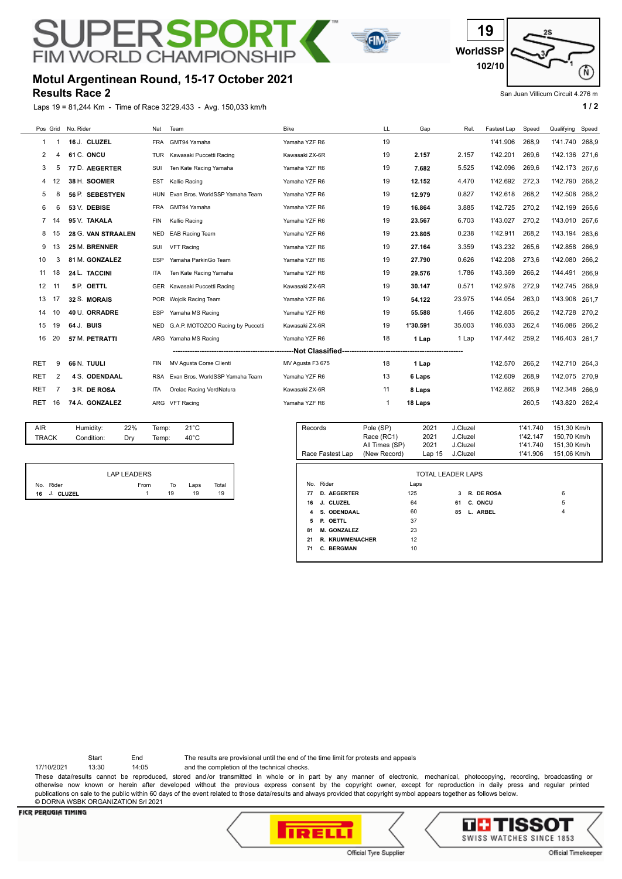# SUPERSPORT FIM WORLD CHAMPIONSHIP

19 WorldSSP 102/10

## Motul Argentinean Round, 15-17 October 2021

## Results Race 2

San Juan Villicum Circuit 4.276 m

Laps 19 = 81,244 Km - Time of Race 32'29.433 - Avg. 150,033 km/h

| Pos | Grid | No. Rider | Nat | Team | Bike | LL | Gap | Rel. | Fastest Lap | Speed | Qualifying | Speed |
|---|---|---|---|---|---|---|---|---|---|---|---|---|
| 1 | 1 | 16 J. **CLUZEL** | FRA | GMT94 Yamaha | Yamaha YZF R6 | 19 | | | 1'41.906 | 268,9 | 1'41.740 | 268,9 |
| 2 | 4 | 61 C. **ONCU** | TUR | Kawasaki Puccetti Racing | Kawasaki ZX-6R | 19 | **2.157** | 2.157 | 1'42.201 | 269,6 | 1'42.136 | 271,6 |
| 3 | 5 | 77 D. **AEGERTER** | SUI | Ten Kate Racing Yamaha | Yamaha YZF R6 | 19 | **7.682** | 5.525 | 1'42.096 | 269,6 | 1'42.173 | 267,6 |
| 4 | 12 | 38 H. **SOOMER** | EST | Kallio Racing | Yamaha YZF R6 | 19 | **12.152** | 4.470 | 1'42.692 | 272,3 | 1'42.790 | 268,2 |
| 5 | 8 | 56 P. **SEBESTYEN** | HUN | Evan Bros. WorldSSP Yamaha Team | Yamaha YZF R6 | 19 | **12.979** | 0.827 | 1'42.618 | 268,2 | 1'42.508 | 268,2 |
| 6 | 6 | 53 V. **DEBISE** | FRA | GMT94 Yamaha | Yamaha YZF R6 | 19 | **16.864** | 3.885 | 1'42.725 | 270,2 | 1'42.199 | 265,6 |
| 7 | 14 | 95 V. **TAKALA** | FIN | Kallio Racing | Yamaha YZF R6 | 19 | **23.567** | 6.703 | 1'43.027 | 270,2 | 1'43.010 | 267,6 |
| 8 | 15 | 28 G. **VAN STRAALEN** | NED | EAB Racing Team | Yamaha YZF R6 | 19 | **23.805** | 0.238 | 1'42.911 | 268,2 | 1'43.194 | 263,6 |
| 9 | 13 | 25 M. **BRENNER** | SUI | VFT Racing | Yamaha YZF R6 | 19 | **27.164** | 3.359 | 1'43.232 | 265,6 | 1'42.858 | 266,9 |
| 10 | 3 | 81 M. **GONZALEZ** | ESP | Yamaha ParkinGo Team | Yamaha YZF R6 | 19 | **27.790** | 0.626 | 1'42.208 | 273,6 | 1'42.080 | 266,2 |
| 11 | 18 | 24 L. **TACCINI** | ITA | Ten Kate Racing Yamaha | Yamaha YZF R6 | 19 | **29.576** | 1.786 | 1'43.369 | 266,2 | 1'44.491 | 266,9 |
| 12 | 11 | 5 P. **OETTL** | GER | Kawasaki Puccetti Racing | Kawasaki ZX-6R | 19 | **30.147** | 0.571 | 1'42.978 | 272,9 | 1'42.745 | 268,9 |
| 13 | 17 | 32 S. **MORAIS** | POR | Wojcik Racing Team | Yamaha YZF R6 | 19 | **54.122** | 23.975 | 1'44.054 | 263,0 | 1'43.908 | 261,7 |
| 14 | 10 | 40 U. **ORRADRE** | ESP | Yamaha MS Racing | Yamaha YZF R6 | 19 | **55.588** | 1.466 | 1'42.805 | 266,2 | 1'42.728 | 270,2 |
| 15 | 19 | 64 J. **BUIS** | NED | G.A.P. MOTOZOO Racing by Puccetti | Kawasaki ZX-6R | 19 | **1'30.591** | 35.003 | 1'46.033 | 262,4 | 1'46.086 | 266,2 |
| 16 | 20 | 57 M. **PETRATTI** | ARG | Yamaha MS Racing | Yamaha YZF R6 | 18 | **1 Lap** | 1 Lap | 1'47.442 | 259,2 | 1'46.403 | 261,7 |
| | | | | **Not Classified** | | | | | | | | |
| RET | 9 | 66 N. **TUULI** | FIN | MV Agusta Corse Clienti | MV Agusta F3 675 | 18 | **1 Lap** | | 1'42.570 | 266,2 | 1'42.710 | 264,3 |
| RET | 2 | 4 S. **ODENDAAL** | RSA | Evan Bros. WorldSSP Yamaha Team | Yamaha YZF R6 | 13 | **6 Laps** | | 1'42.609 | 268,9 | 1'42.075 | 270,9 |
| RET | 7 | 3 R. **DE ROSA** | ITA | Orelac Racing VerdNatura | Kawasaki ZX-6R | 11 | **8 Laps** | | 1'42.862 | 266,9 | 1'42.348 | 266,9 |
| RET | 16 | 74 A. **GONZALEZ** | ARG | VFT Racing | Yamaha YZF R6 | 1 | **18 Laps** | | | 260,5 | 1'43.820 | 262,4 |

| | | | | | |
|---|---|---|---|---|---|
| AIR | Humidity: | 22% | Temp: | 21°C | |
| TRACK | Condition: | Dry | Temp: | 40°C | |

| Records | | | | | |
|---|---|---|---|---|---|
| | Pole (SP) | 2021 | J.Cluzel | 1'41.740 | 151,30 Km/h |
| | Race (RC1) | 2021 | J.Cluzel | 1'42.147 | 150,70 Km/h |
| | All Times (SP) | 2021 | J.Cluzel | 1'41.740 | 151,30 Km/h |
| Race Fastest Lap | (New Record) | Lap 15 | J.Cluzel | 1'41.906 | 151,06 Km/h |

**LAP LEADERS**

| No. | Rider | From | To | Laps | Total |
|---|---|---|---|---|---|
| 16 | J. **CLUZEL** | 1 | 19 | 19 | 19 |

**TOTAL LEADER LAPS**

| No. | Rider | Laps | No. | Rider | Laps |
|---|---|---|---|---|---|
| 77 | **D. AEGERTER** | 125 | 3 | **R. DE ROSA** | 6 |
| 16 | **J. CLUZEL** | 64 | 61 | **C. ONCU** | 5 |
| 4 | **S. ODENDAAL** | 60 | 85 | **L. ARBEL** | 4 |
| 5 | **P. OETTL** | 37 | | | |
| 81 | **M. GONZALEZ** | 23 | | | |
| 21 | **R. KRUMMENACHER** | 12 | | | |
| 71 | **C. BERGMAN** | 10 | | | |

| | Start | End |
|---|---|---|
| 17/10/2021 | 13:30 | 14:05 |

The results are provisional until the end of the time limit for protests and appeals and the completion of the technical checks.

These data/results cannot be reproduced, stored and/or transmitted in whole or in part by any manner of electronic, mechanical, photocopying, recording, broadcasting or otherwise now known or herein after developed without the previous express consent by the copyright owner, except for reproduction in daily press and regular printed publications on sale to the public within 60 days of the event related to those data/results and always provided that copyright symbol appears together as follows below.
© DORNA WSBK ORGANIZATION Srl 2021

FICR PERUGIA TIMING — PIRELLI Official Tyre Supplier — TISSOT SWISS WATCHES SINCE 1853 Official Timekeeper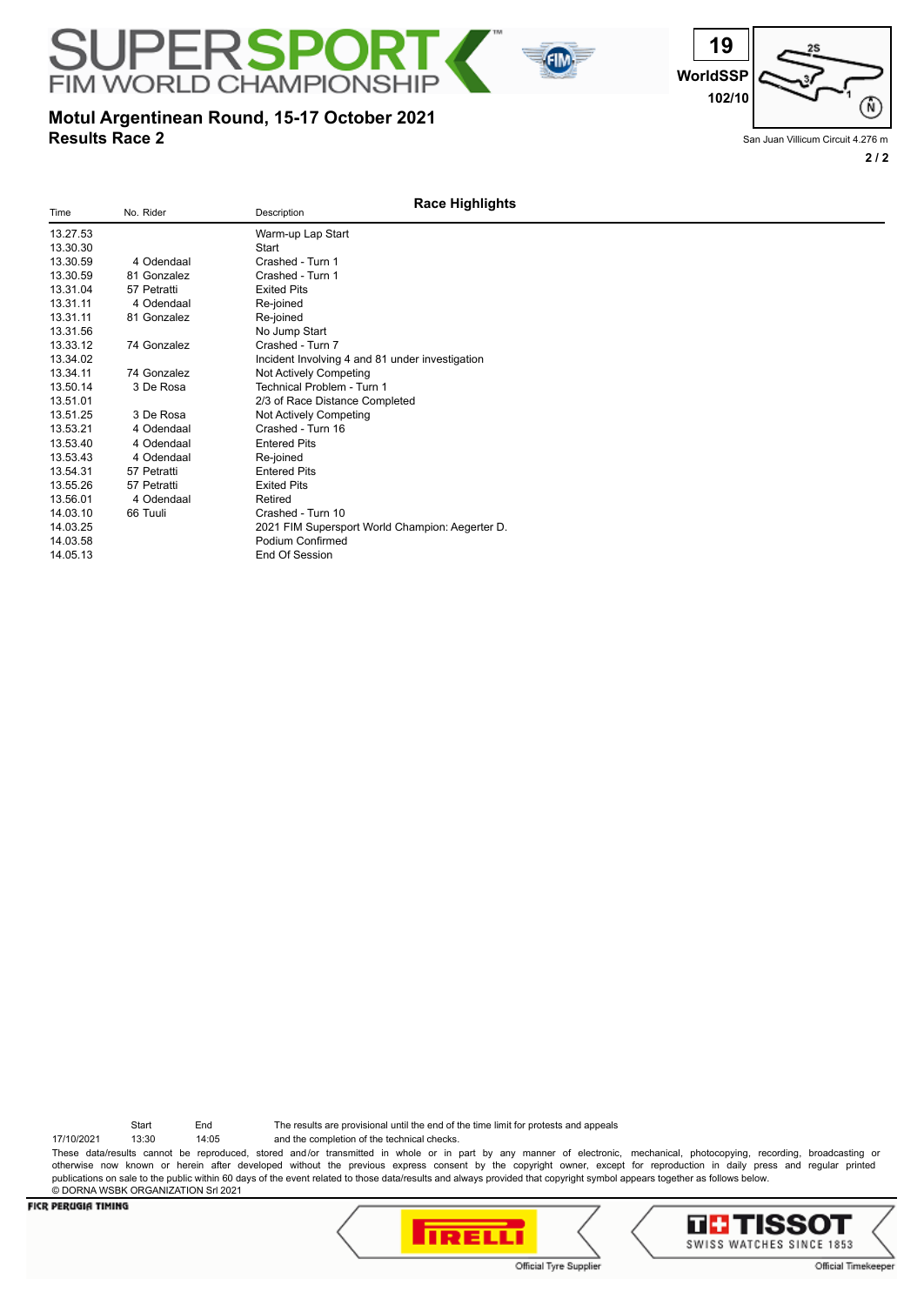# SUPERSPORT FIM WORLD CHAMPIONSHIP

19
WorldSSP
102/10

## Motul Argentinean Round, 15-17 October 2021
## Results Race 2

San Juan Villicum Circuit 4.276 m

### Race Highlights

| Time | No. Rider | Description |
|---|---|---|
| 13.27.53 | | Warm-up Lap Start |
| 13.30.30 | | Start |
| 13.30.59 | 4 Odendaal | Crashed - Turn 1 |
| 13.30.59 | 81 Gonzalez | Crashed - Turn 1 |
| 13.31.04 | 57 Petratti | Exited Pits |
| 13.31.11 | 4 Odendaal | Re-joined |
| 13.31.11 | 81 Gonzalez | Re-joined |
| 13.31.56 | | No Jump Start |
| 13.33.12 | 74 Gonzalez | Crashed - Turn 7 |
| 13.34.02 | | Incident Involving 4 and 81 under investigation |
| 13.34.11 | 74 Gonzalez | Not Actively Competing |
| 13.50.14 | 3 De Rosa | Technical Problem - Turn 1 |
| 13.51.01 | | 2/3 of Race Distance Completed |
| 13.51.25 | 3 De Rosa | Not Actively Competing |
| 13.53.21 | 4 Odendaal | Crashed - Turn 16 |
| 13.53.40 | 4 Odendaal | Entered Pits |
| 13.53.43 | 4 Odendaal | Re-joined |
| 13.54.31 | 57 Petratti | Entered Pits |
| 13.55.26 | 57 Petratti | Exited Pits |
| 13.56.01 | 4 Odendaal | Retired |
| 14.03.10 | 66 Tuuli | Crashed - Turn 10 |
| 14.03.25 | | 2021 FIM Supersport World Champion: Aegerter D. |
| 14.03.58 | | Podium Confirmed |
| 14.05.13 | | End Of Session |

| | Start | End |
|---|---|---|
| 17/10/2021 | 13:30 | 14:05 |

The results are provisional until the end of the time limit for protests and appeals and the completion of the technical checks.

These data/results cannot be reproduced, stored and/or transmitted in whole or in part by any manner of electronic, mechanical, photocopying, recording, broadcasting or otherwise now known or herein after developed without the previous express consent by the copyright owner, except for reproduction in daily press and regular printed publications on sale to the public within 60 days of the event related to those data/results and always provided that copyright symbol appears together as follows below.
© DORNA WSBK ORGANIZATION Srl 2021

FICR PERUGIA TIMING

Official Tyre Supplier — PIRELLI

Official Timekeeper — TISSOT SWISS WATCHES SINCE 1853